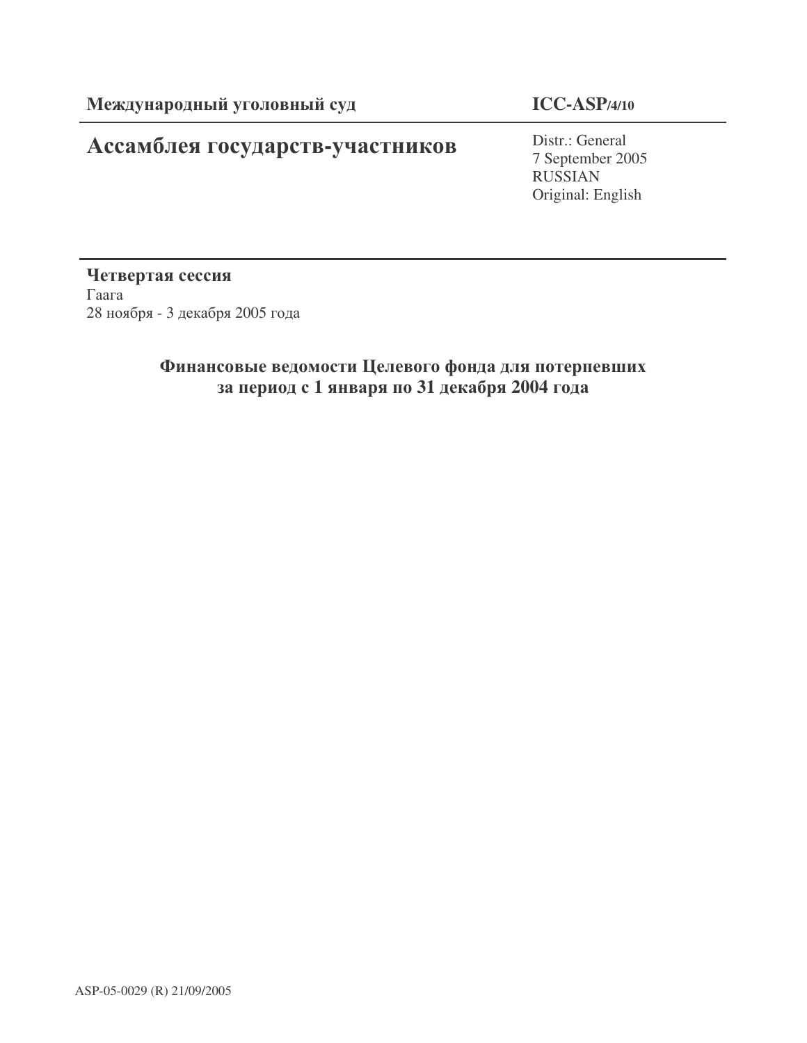**Международный уголовный суд** **ICC-ASP/4/10**

# Ассамблея государств-участников

Distr.: General
7 September 2005
RUSSIAN
Original: English

**Четвертая сессия**
Гаага
28 ноября - 3 декабря 2005 года

## Финансовые ведомости Целевого фонда для потерпевших за период с 1 января по 31 декабря 2004 года

ASP-05-0029 (R) 21/09/2005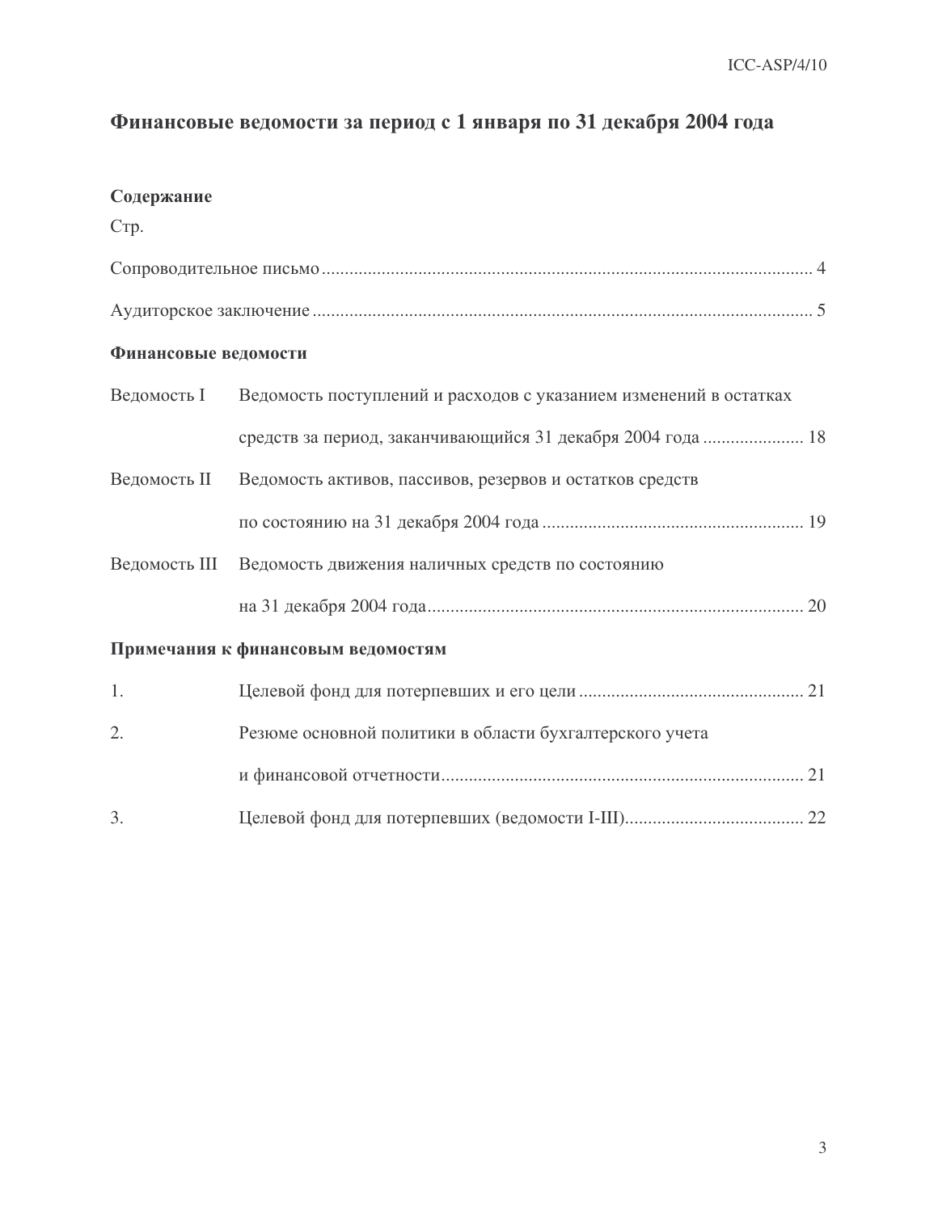# Финансовые ведомости за период с 1 января по 31 декабря 2004 года

**Содержание**

Стр.

Сопроводительное письмо .......... 4

Аудиторское заключение .......... 5

**Финансовые ведомости**

| | | |
|---|---|---|
| Ведомость I | Ведомость поступлений и расходов с указанием изменений в остатках средств за период, заканчивающийся 31 декабря 2004 года | 18 |
| Ведомость II | Ведомость активов, пассивов, резервов и остатков средств по состоянию на 31 декабря 2004 года | 19 |
| Ведомость III | Ведомость движения наличных средств по состоянию на 31 декабря 2004 года | 20 |

**Примечания к финансовым ведомостям**

| | | |
|---|---|---|
| 1. | Целевой фонд для потерпевших и его цели | 21 |
| 2. | Резюме основной политики в области бухгалтерского учета и финансовой отчетности | 21 |
| 3. | Целевой фонд для потерпевших (ведомости I-III) | 22 |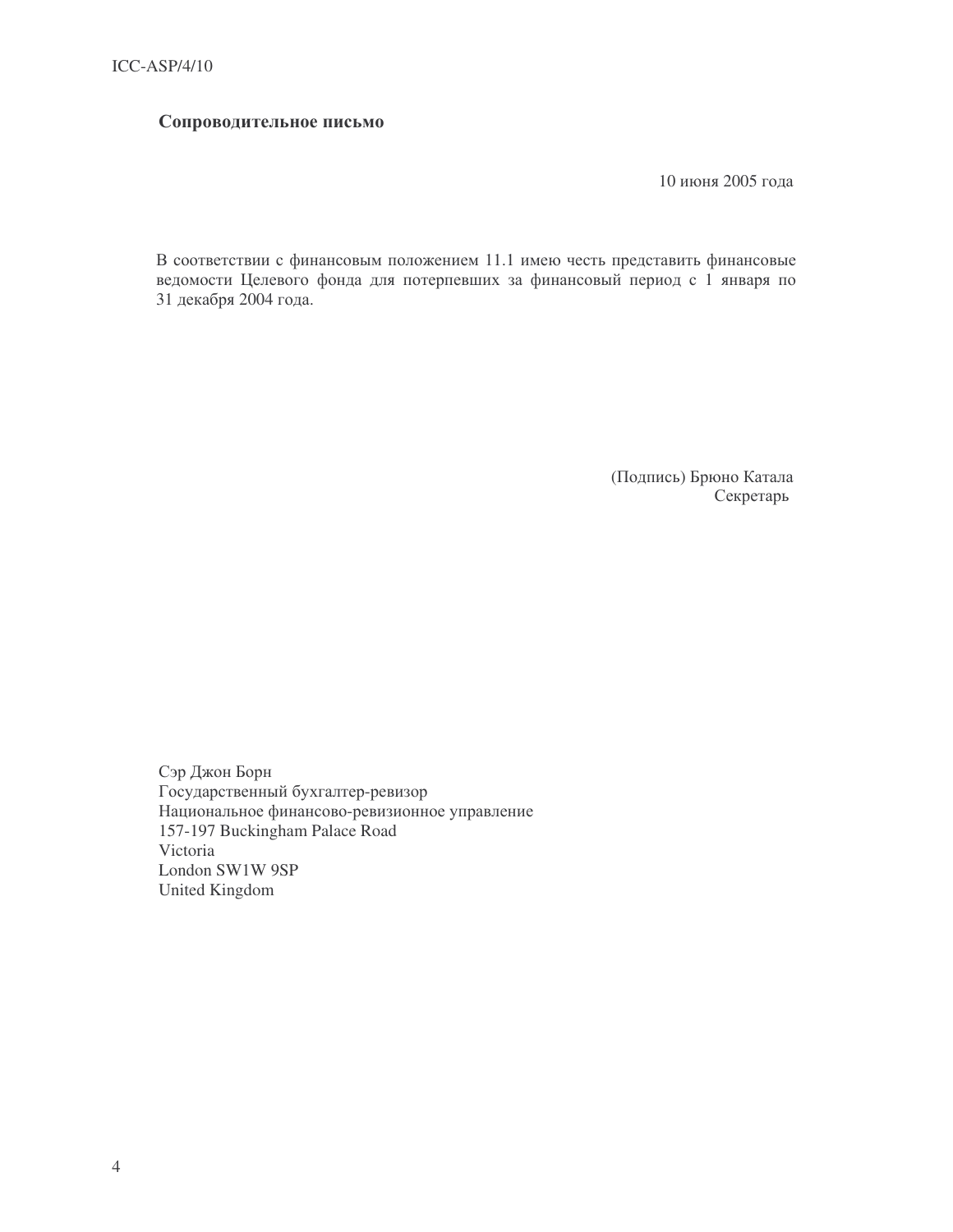## Сопроводительное письмо

10 июня 2005 года

В соответствии с финансовым положением 11.1 имею честь представить финансовые ведомости Целевого фонда для потерпевших за финансовый период с 1 января по 31 декабря 2004 года.

(Подпись) Брюно Катала
Секретарь

Сэр Джон Борн
Государственный бухгалтер-ревизор
Национальное финансово-ревизионное управление
157-197 Buckingham Palace Road
Victoria
London SW1W 9SP
United Kingdom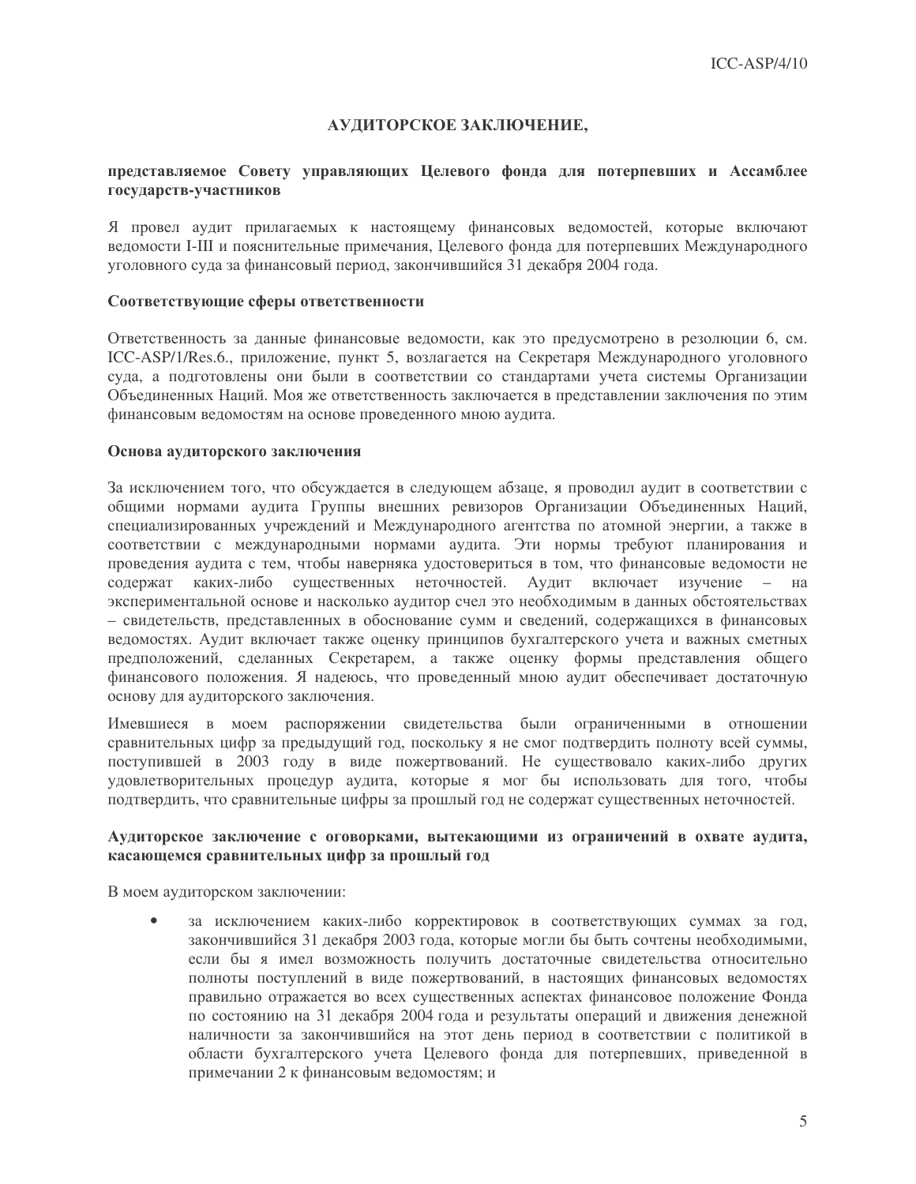## АУДИТОРСКОЕ ЗАКЛЮЧЕНИЕ,

**представляемое Совету управляющих Целевого фонда для потерпевших и Ассамблее государств-участников**

Я провел аудит прилагаемых к настоящему финансовых ведомостей, которые включают ведомости I-III и пояснительные примечания, Целевого фонда для потерпевших Международного уголовного суда за финансовый период, закончившийся 31 декабря 2004 года.

### Соответствующие сферы ответственности

Ответственность за данные финансовые ведомости, как это предусмотрено в резолюции 6, см. ICC-ASP/1/Res.6., приложение, пункт 5, возлагается на Секретаря Международного уголовного суда, а подготовлены они были в соответствии со стандартами учета системы Организации Объединенных Наций. Моя же ответственность заключается в представлении заключения по этим финансовым ведомостям на основе проведенного мною аудита.

### Основа аудиторского заключения

За исключением того, что обсуждается в следующем абзаце, я проводил аудит в соответствии с общими нормами аудита Группы внешних ревизоров Организации Объединенных Наций, специализированных учреждений и Международного агентства по атомной энергии, а также в соответствии с международными нормами аудита. Эти нормы требуют планирования и проведения аудита с тем, чтобы наверняка удостовериться в том, что финансовые ведомости не содержат каких-либо существенных неточностей. Аудит включает изучение – на экспериментальной основе и насколько аудитор счел это необходимым в данных обстоятельствах – свидетельств, представленных в обоснование сумм и сведений, содержащихся в финансовых ведомостях. Аудит включает также оценку принципов бухгалтерского учета и важных сметных предположений, сделанных Секретарем, а также оценку формы представления общего финансового положения. Я надеюсь, что проведенный мною аудит обеспечивает достаточную основу для аудиторского заключения.

Имевшиеся в моем распоряжении свидетельства были ограниченными в отношении сравнительных цифр за предыдущий год, поскольку я не смог подтвердить полноту всей суммы, поступившей в 2003 году в виде пожертвований. Не существовало каких-либо других удовлетворительных процедур аудита, которые я мог бы использовать для того, чтобы подтвердить, что сравнительные цифры за прошлый год не содержат существенных неточностей.

### Аудиторское заключение с оговорками, вытекающими из ограничений в охвате аудита, касающемся сравнительных цифр за прошлый год

В моем аудиторском заключении:

- за исключением каких-либо корректировок в соответствующих суммах за год, закончившийся 31 декабря 2003 года, которые могли бы быть сочтены необходимыми, если бы я имел возможность получить достаточные свидетельства относительно полноты поступлений в виде пожертвований, в настоящих финансовых ведомостях правильно отражается во всех существенных аспектах финансовое положение Фонда по состоянию на 31 декабря 2004 года и результаты операций и движения денежной наличности за закончившийся на этот день период в соответствии с политикой в области бухгалтерского учета Целевого фонда для потерпевших, приведенной в примечании 2 к финансовым ведомостям; и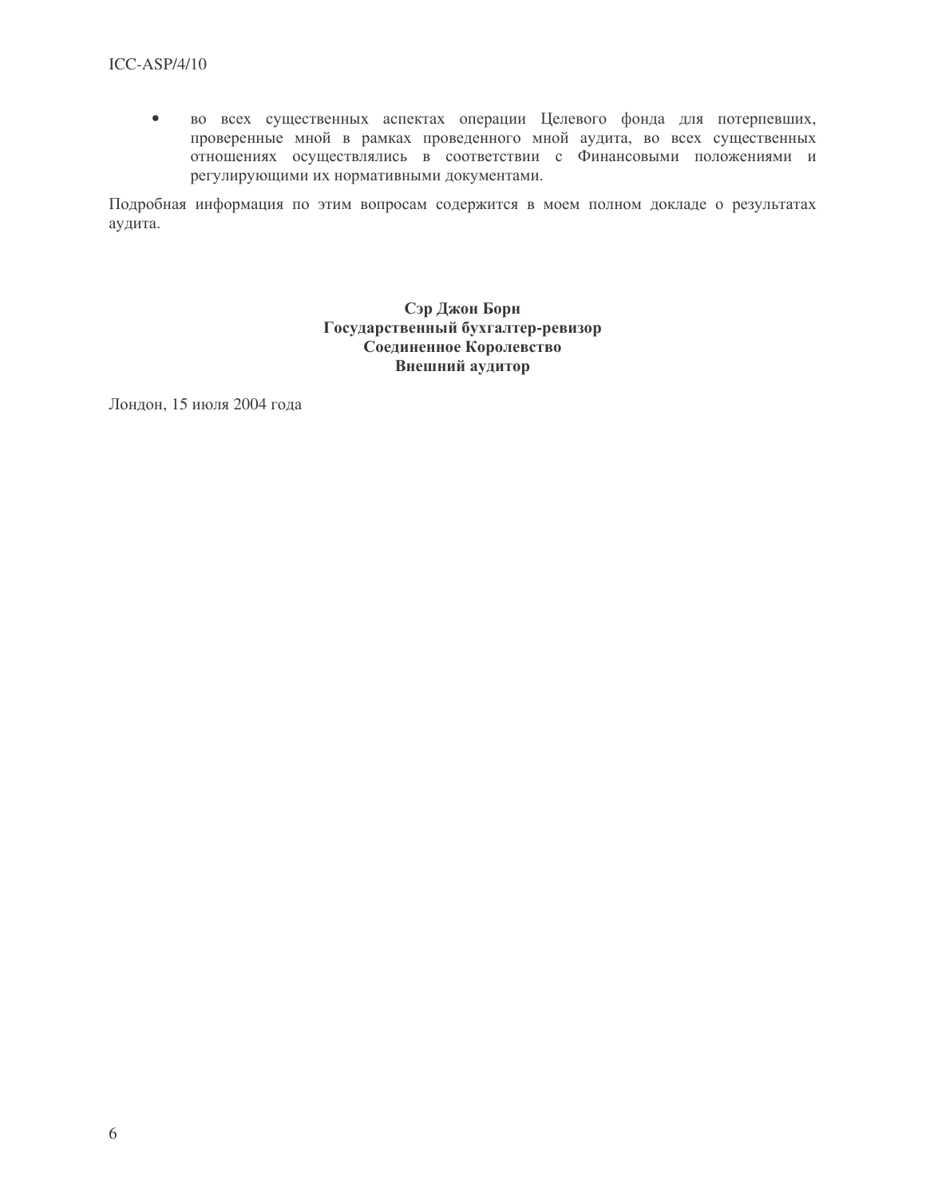- во всех существенных аспектах операции Целевого фонда для потерпевших, проверенные мной в рамках проведенного мной аудита, во всех существенных отношениях осуществлялись в соответствии с Финансовыми положениями и регулирующими их нормативными документами.

Подробная информация по этим вопросам содержится в моем полном докладе о результатах аудита.

**Сэр Джон Борн**
**Государственный бухгалтер-ревизор**
**Соединенное Королевство**
**Внешний аудитор**

Лондон, 15 июля 2004 года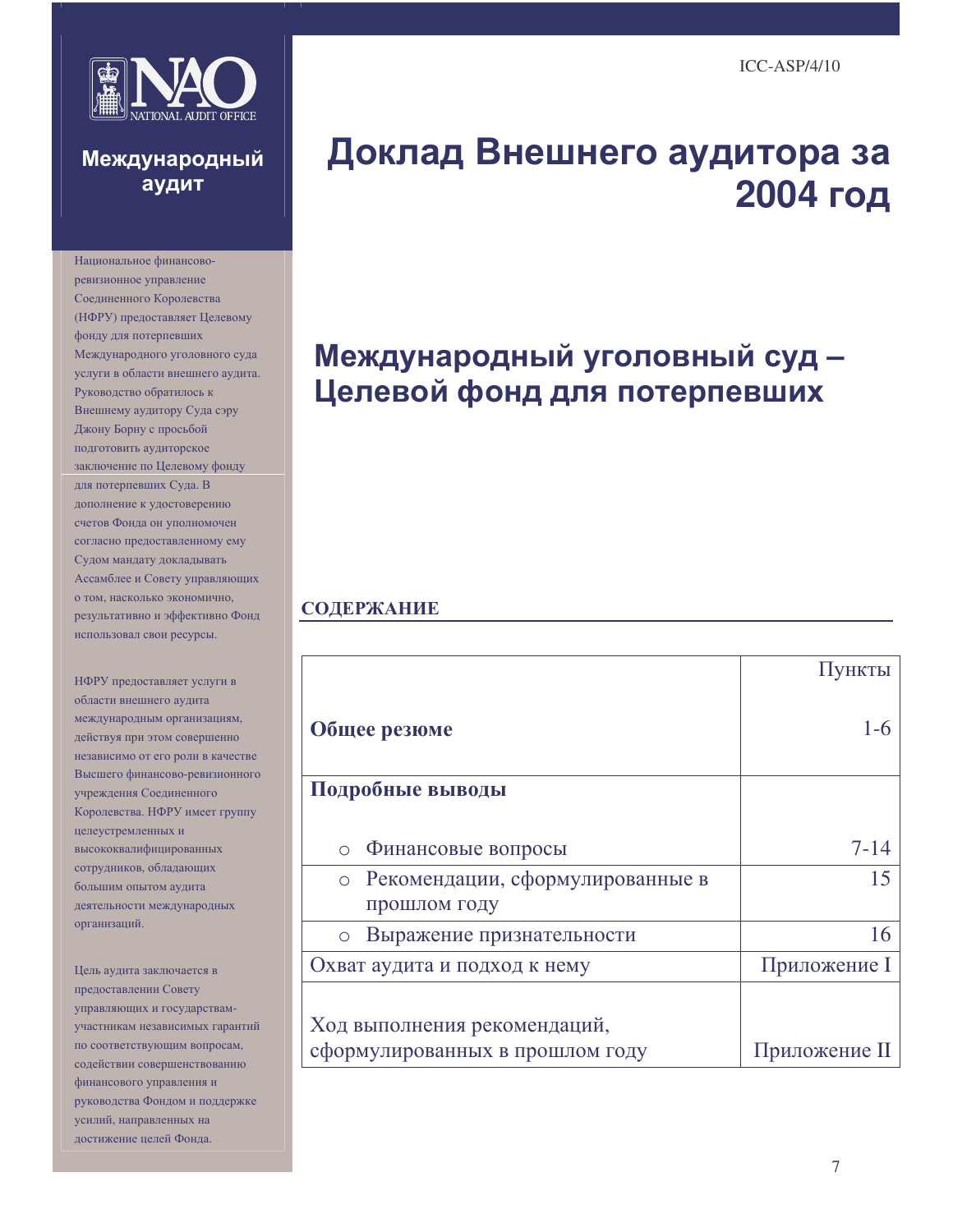ICC-ASP/4/10

NAO
NATIONAL AUDIT OFFICE

**Международный аудит**

# Доклад Внешнего аудитора за 2004 год

## Международный уголовный суд – Целевой фонд для потерпевших

Национальное финансово-ревизионное управление Соединенного Королевства (НФРУ) предоставляет Целевому фонду для потерпевших Международного уголовного суда услуги в области внешнего аудита. Руководство обратилось к Внешнему аудитору Суда сэру Джону Борну с просьбой подготовить аудиторское заключение по Целевому фонду для потерпевших Суда. В дополнение к удостоверению счетов Фонда он уполномочен согласно предоставленному ему Судом мандату докладывать Ассамблее и Совету управляющих о том, насколько экономично, результативно и эффективно Фонд использовал свои ресурсы.

НФРУ предоставляет услуги в области внешнего аудита международным организациям, действуя при этом совершенно независимо от его роли в качестве Высшего финансово-ревизионного учреждения Соединенного Королевства. НФРУ имеет группу целеустремленных и высококвалифицированных сотрудников, обладающих большим опытом аудита деятельности международных организаций.

Цель аудита заключается в предоставлении Совету управляющих и государствам-участникам независимых гарантий по соответствующим вопросам, содействии совершенствованию финансового управления и руководства Фондом и поддержке усилий, направленных на достижение целей Фонда.

### СОДЕРЖАНИЕ

| | Пункты |
|---|---|
| **Общее резюме** | 1-6 |
| **Подробные выводы** | |
| ○ Финансовые вопросы | 7-14 |
| ○ Рекомендации, сформулированные в прошлом году | 15 |
| ○ Выражение признательности | 16 |
| Охват аудита и подход к нему | Приложение I |
| Ход выполнения рекомендаций, сформулированных в прошлом году | Приложение II |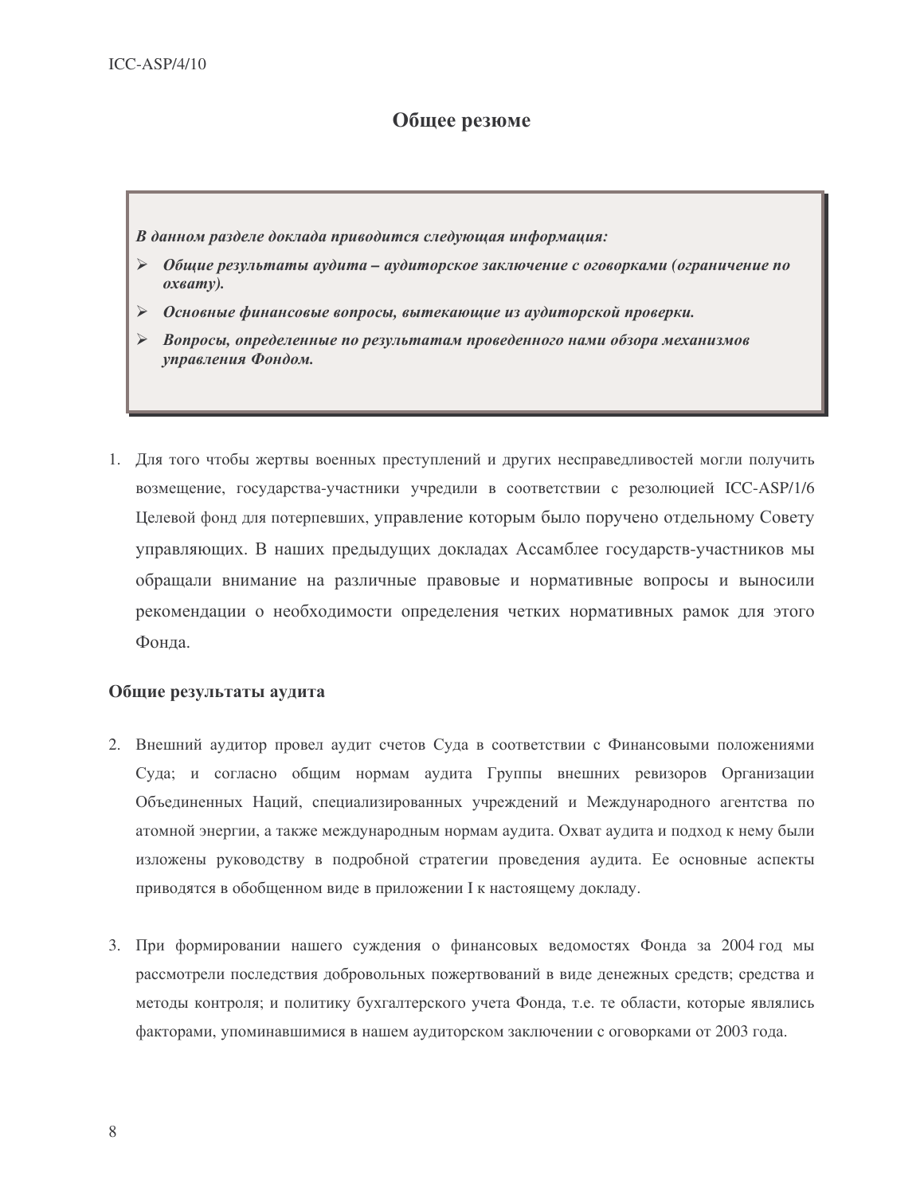## Общее резюме

> ***В данном разделе доклада приводится следующая информация:***
>
> - ***Общие результаты аудита – аудиторское заключение с оговорками (ограничение по охвату).***
> - ***Основные финансовые вопросы, вытекающие из аудиторской проверки.***
> - ***Вопросы, определенные по результатам проведенного нами обзора механизмов управления Фондом.***

1. Для того чтобы жертвы военных преступлений и других несправедливостей могли получить возмещение, государства-участники учредили в соответствии с резолюцией ICC-ASP/1/6 Целевой фонд для потерпевших, управление которым было поручено отдельному Совету управляющих. В наших предыдущих докладах Ассамблее государств-участников мы обращали внимание на различные правовые и нормативные вопросы и выносили рекомендации о необходимости определения четких нормативных рамок для этого Фонда.

### Общие результаты аудита

2. Внешний аудитор провел аудит счетов Суда в соответствии с Финансовыми положениями Суда; и согласно общим нормам аудита Группы внешних ревизоров Организации Объединенных Наций, специализированных учреждений и Международного агентства по атомной энергии, а также международным нормам аудита. Охват аудита и подход к нему были изложены руководству в подробной стратегии проведения аудита. Ее основные аспекты приводятся в обобщенном виде в приложении I к настоящему докладу.

3. При формировании нашего суждения о финансовых ведомостях Фонда за 2004 год мы рассмотрели последствия добровольных пожертвований в виде денежных средств; средства и методы контроля; и политику бухгалтерского учета Фонда, т.е. те области, которые являлись факторами, упоминавшимися в нашем аудиторском заключении с оговорками от 2003 года.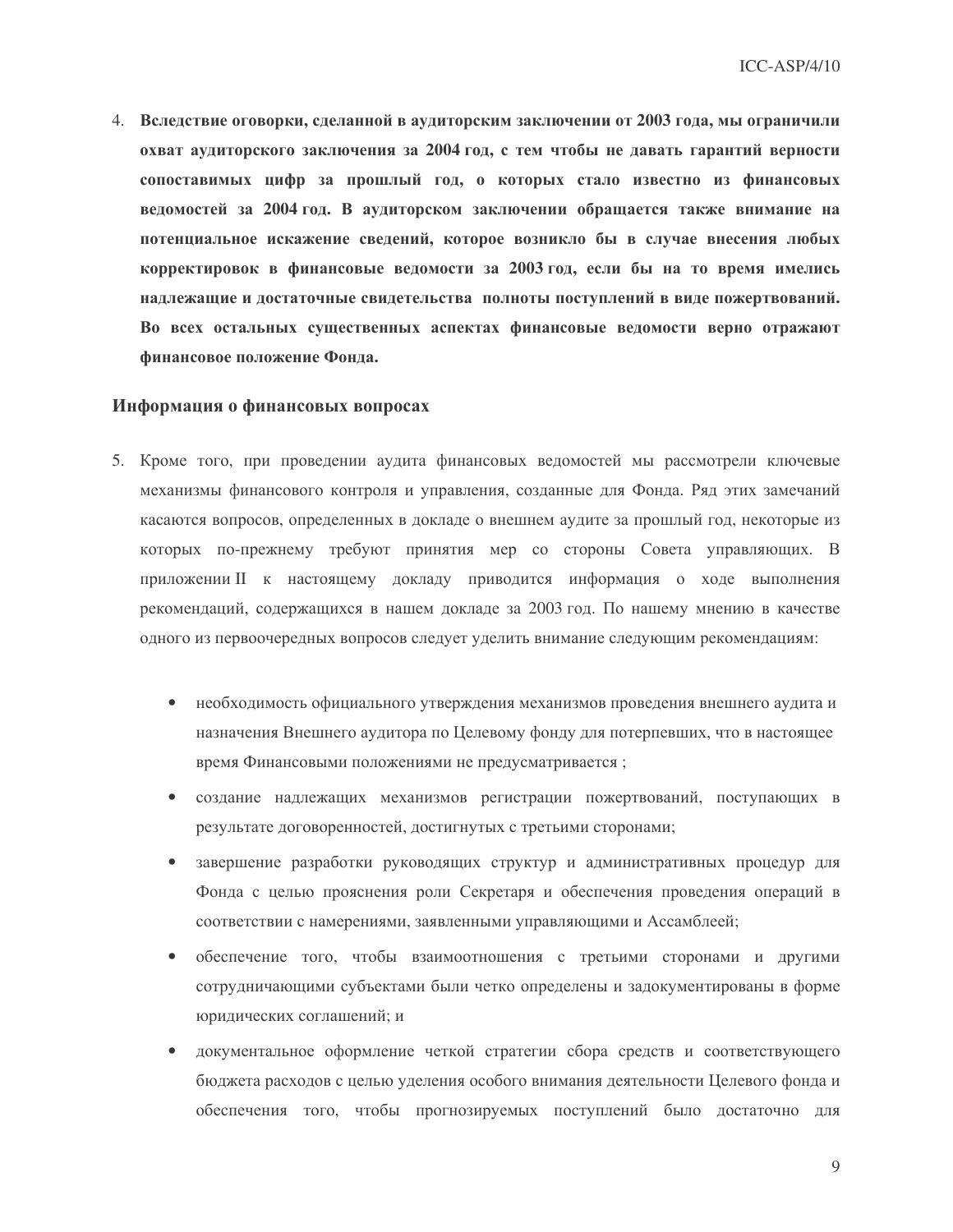4. **Вследствие оговорки, сделанной в аудиторским заключении от 2003 года, мы ограничили охват аудиторского заключения за 2004 год, с тем чтобы не давать гарантий верности сопоставимых цифр за прошлый год, о которых стало известно из финансовых ведомостей за 2004 год. В аудиторском заключении обращается также внимание на потенциальное искажение сведений, которое возникло бы в случае внесения любых корректировок в финансовые ведомости за 2003 год, если бы на то время имелись надлежащие и достаточные свидетельства полноты поступлений в виде пожертвований. Во всех остальных существенных аспектах финансовые ведомости верно отражают финансовое положение Фонда.**

### Информация о финансовых вопросах

5. Кроме того, при проведении аудита финансовых ведомостей мы рассмотрели ключевые механизмы финансового контроля и управления, созданные для Фонда. Ряд этих замечаний касаются вопросов, определенных в докладе о внешнем аудите за прошлый год, некоторые из которых по-прежнему требуют принятия мер со стороны Совета управляющих. В приложении II к настоящему докладу приводится информация о ходе выполнения рекомендаций, содержащихся в нашем докладе за 2003 год. По нашему мнению в качестве одного из первоочередных вопросов следует уделить внимание следующим рекомендациям:

   - необходимость официального утверждения механизмов проведения внешнего аудита и назначения Внешнего аудитора по Целевому фонду для потерпевших, что в настоящее время Финансовыми положениями не предусматривается ;
   - создание надлежащих механизмов регистрации пожертвований, поступающих в результате договоренностей, достигнутых с третьими сторонами;
   - завершение разработки руководящих структур и административных процедур для Фонда с целью прояснения роли Секретаря и обеспечения проведения операций в соответствии с намерениями, заявленными управляющими и Ассамблеей;
   - обеспечение того, чтобы взаимоотношения с третьими сторонами и другими сотрудничающими субъектами были четко определены и задокументированы в форме юридических соглашений; и
   - документальное оформление четкой стратегии сбора средств и соответствующего бюджета расходов с целью уделения особого внимания деятельности Целевого фонда и обеспечения того, чтобы прогнозируемых поступлений было достаточно для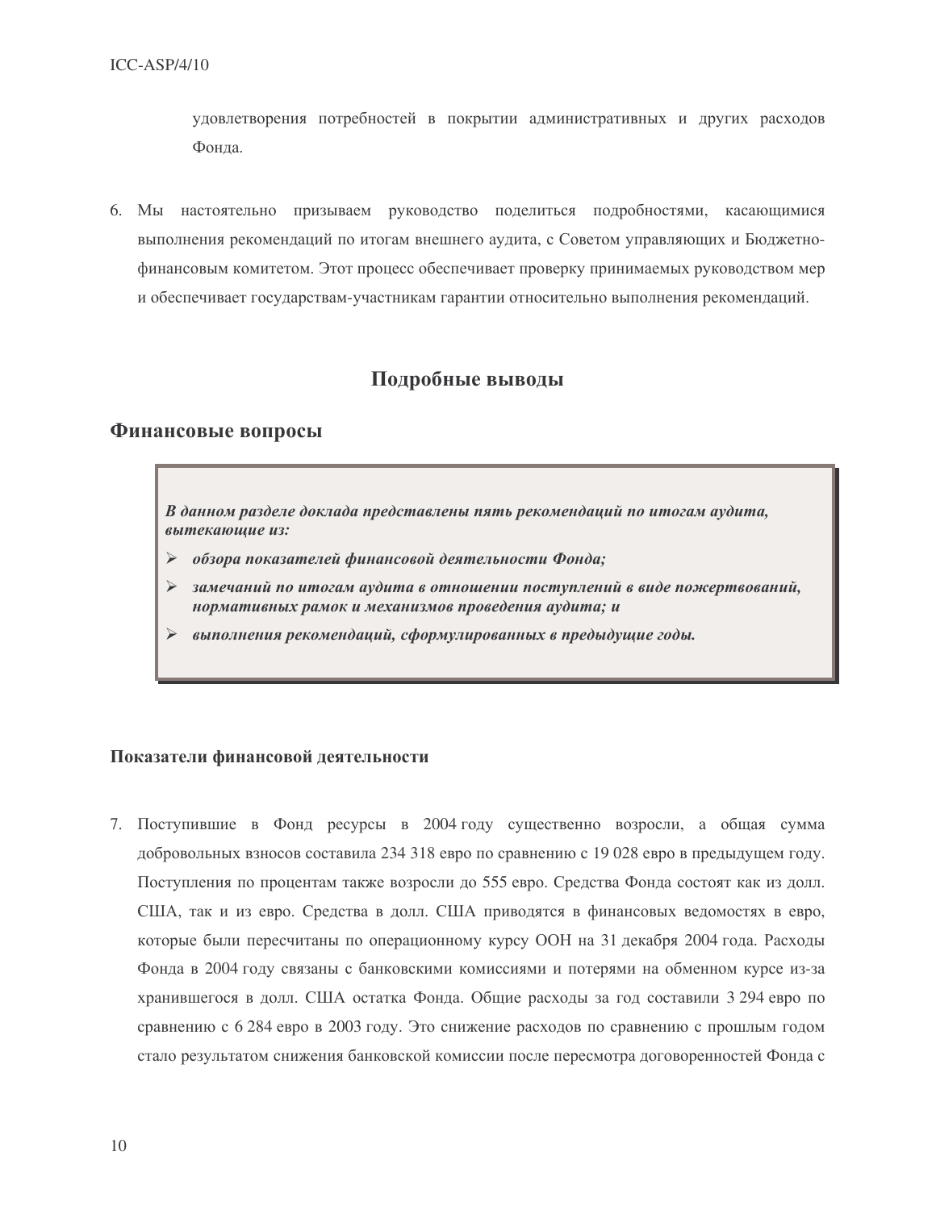удовлетворения потребностей в покрытии административных и других расходов Фонда.

6. Мы настоятельно призываем руководство поделиться подробностями, касающимися выполнения рекомендаций по итогам внешнего аудита, с Советом управляющих и Бюджетно-финансовым комитетом. Этот процесс обеспечивает проверку принимаемых руководством мер и обеспечивает государствам-участникам гарантии относительно выполнения рекомендаций.

## Подробные выводы

## Финансовые вопросы

***В данном разделе доклада представлены пять рекомендаций по итогам аудита, вытекающие из:***

- ***обзора показателей финансовой деятельности Фонда;***
- ***замечаний по итогам аудита в отношении поступлений в виде пожертвований, нормативных рамок и механизмов проведения аудита; и***
- ***выполнения рекомендаций, сформулированных в предыдущие годы.***

### Показатели финансовой деятельности

7. Поступившие в Фонд ресурсы в 2004 году существенно возросли, а общая сумма добровольных взносов составила 234 318 евро по сравнению с 19 028 евро в предыдущем году. Поступления по процентам также возросли до 555 евро. Средства Фонда состоят как из долл. США, так и из евро. Средства в долл. США приводятся в финансовых ведомостях в евро, которые были пересчитаны по операционному курсу ООН на 31 декабря 2004 года. Расходы Фонда в 2004 году связаны с банковскими комиссиями и потерями на обменном курсе из-за хранившегося в долл. США остатка Фонда. Общие расходы за год составили 3 294 евро по сравнению с 6 284 евро в 2003 году. Это снижение расходов по сравнению с прошлым годом стало результатом снижения банковской комиссии после пересмотра договоренностей Фонда с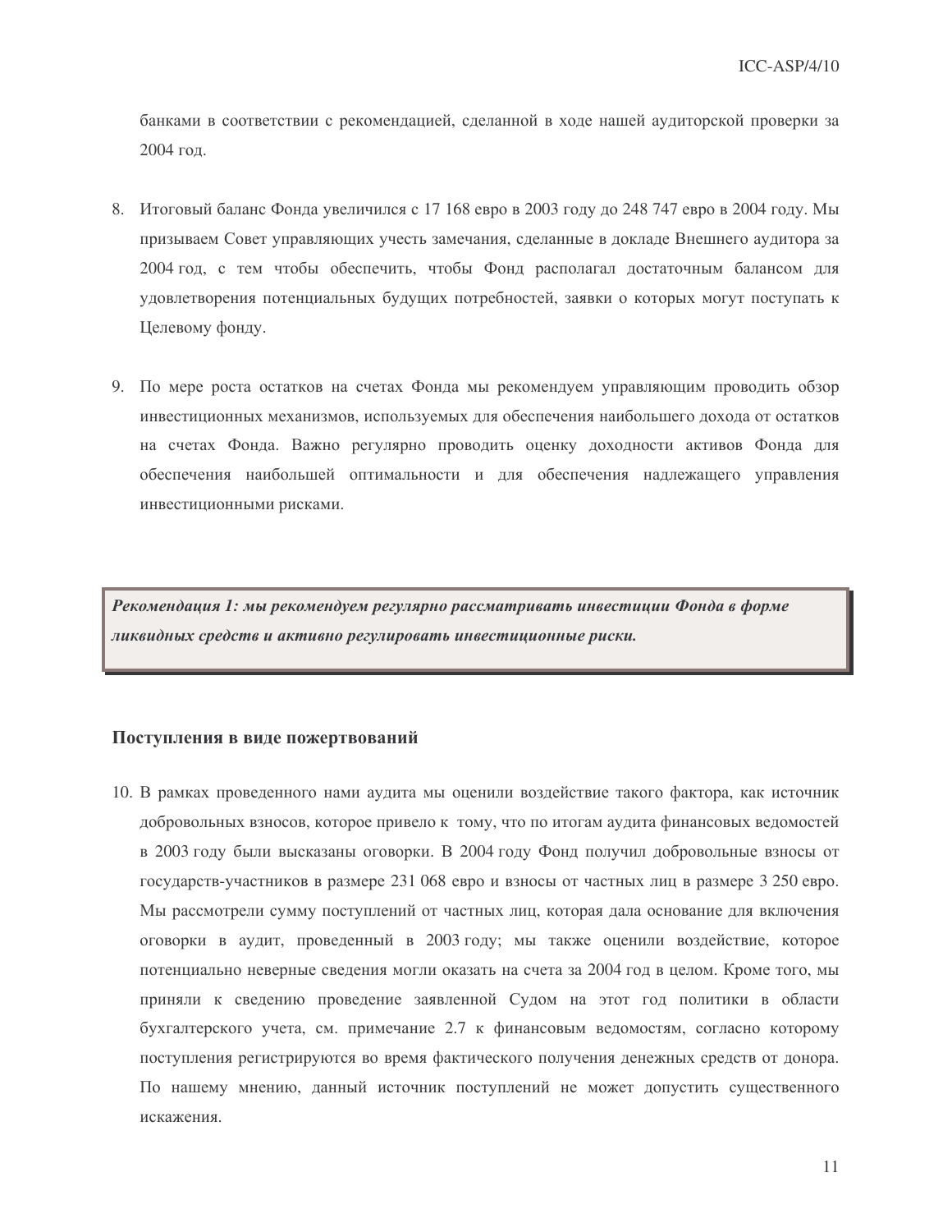банками в соответствии с рекомендацией, сделанной в ходе нашей аудиторской проверки за 2004 год.

8. Итоговый баланс Фонда увеличился с 17 168 евро в 2003 году до 248 747 евро в 2004 году. Мы призываем Совет управляющих учесть замечания, сделанные в докладе Внешнего аудитора за 2004 год, с тем чтобы обеспечить, чтобы Фонд располагал достаточным балансом для удовлетворения потенциальных будущих потребностей, заявки о которых могут поступать к Целевому фонду.

9. По мере роста остатков на счетах Фонда мы рекомендуем управляющим проводить обзор инвестиционных механизмов, используемых для обеспечения наибольшего дохода от остатков на счетах Фонда. Важно регулярно проводить оценку доходности активов Фонда для обеспечения наибольшей оптимальности и для обеспечения надлежащего управления инвестиционными рисками.

> ***Рекомендация 1: мы рекомендуем регулярно рассматривать инвестиции Фонда в форме ликвидных средств и активно регулировать инвестиционные риски.***

## Поступления в виде пожертвований

10. В рамках проведенного нами аудита мы оценили воздействие такого фактора, как источник добровольных взносов, которое привело к тому, что по итогам аудита финансовых ведомостей в 2003 году были высказаны оговорки. В 2004 году Фонд получил добровольные взносы от государств-участников в размере 231 068 евро и взносы от частных лиц в размере 3 250 евро. Мы рассмотрели сумму поступлений от частных лиц, которая дала основание для включения оговорки в аудит, проведенный в 2003 году; мы также оценили воздействие, которое потенциально неверные сведения могли оказать на счета за 2004 год в целом. Кроме того, мы приняли к сведению проведение заявленной Судом на этот год политики в области бухгалтерского учета, см. примечание 2.7 к финансовым ведомостям, согласно которому поступления регистрируются во время фактического получения денежных средств от донора. По нашему мнению, данный источник поступлений не может допустить существенного искажения.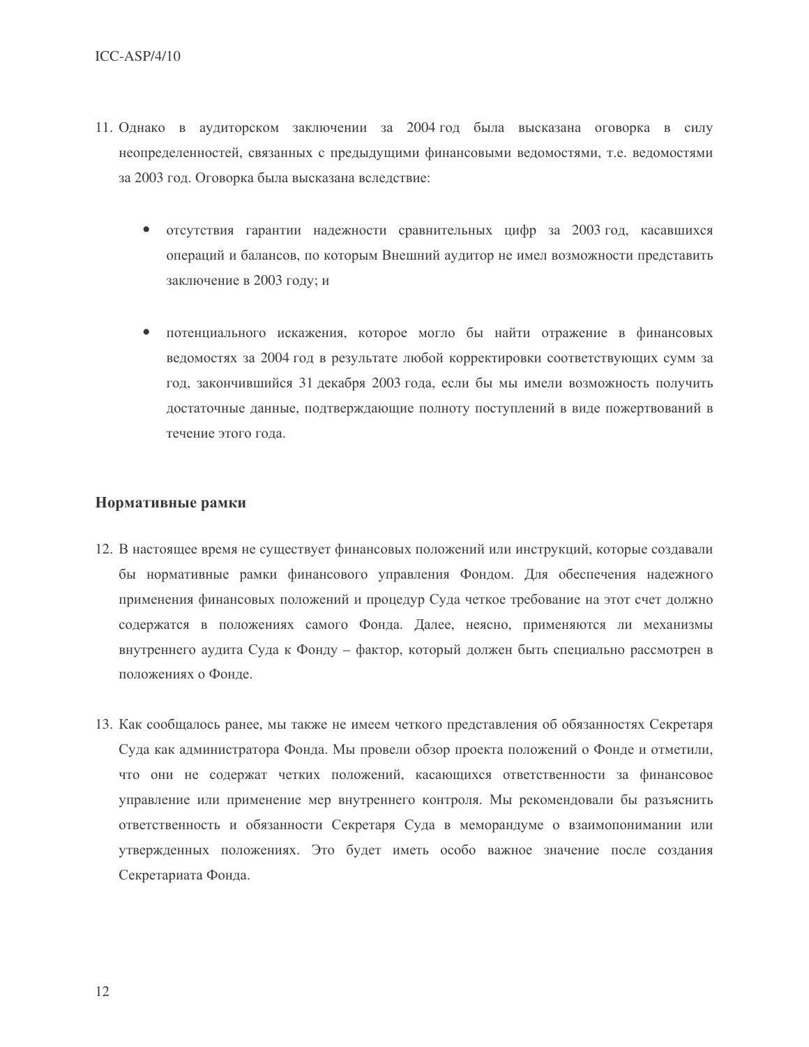11. Однако в аудиторском заключении за 2004 год была высказана оговорка в силу неопределенностей, связанных с предыдущими финансовыми ведомостями, т.е. ведомостями за 2003 год. Оговорка была высказана вследствие:

    - отсутствия гарантии надежности сравнительных цифр за 2003 год, касавшихся операций и балансов, по которым Внешний аудитор не имел возможности представить заключение в 2003 году; и

    - потенциального искажения, которое могло бы найти отражение в финансовых ведомостях за 2004 год в результате любой корректировки соответствующих сумм за год, закончившийся 31 декабря 2003 года, если бы мы имели возможность получить достаточные данные, подтверждающие полноту поступлений в виде пожертвований в течение этого года.

**Нормативные рамки**

12. В настоящее время не существует финансовых положений или инструкций, которые создавали бы нормативные рамки финансового управления Фондом. Для обеспечения надежного применения финансовых положений и процедур Суда четкое требование на этот счет должно содержатся в положениях самого Фонда. Далее, неясно, применяются ли механизмы внутреннего аудита Суда к Фонду – фактор, который должен быть специально рассмотрен в положениях о Фонде.

13. Как сообщалось ранее, мы также не имеем четкого представления об обязанностях Секретаря Суда как администратора Фонда. Мы провели обзор проекта положений о Фонде и отметили, что они не содержат четких положений, касающихся ответственности за финансовое управление или применение мер внутреннего контроля. Мы рекомендовали бы разъяснить ответственность и обязанности Секретаря Суда в меморандуме о взаимопонимании или утвержденных положениях. Это будет иметь особо важное значение после создания Секретариата Фонда.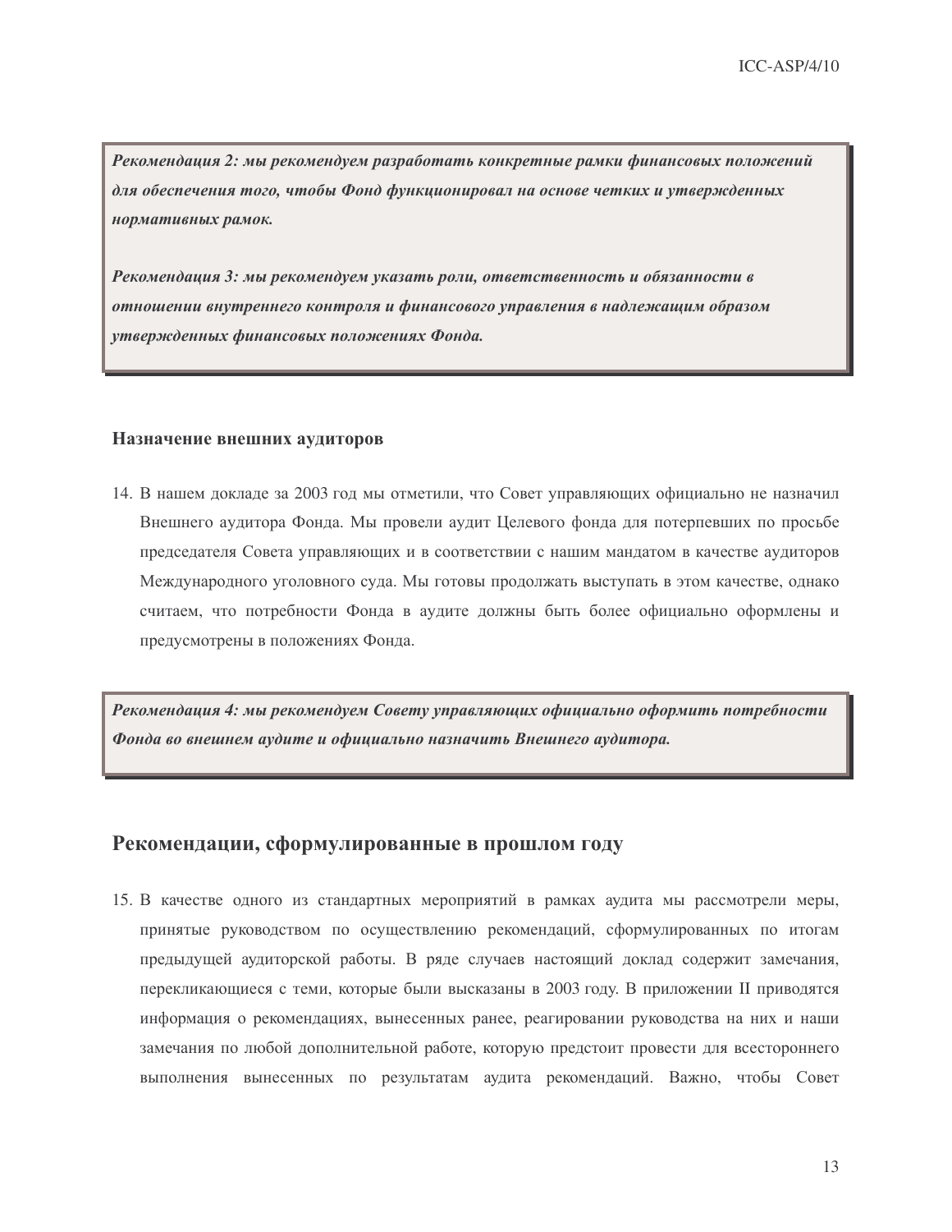***Рекомендация 2: мы рекомендуем разработать конкретные рамки финансовых положений для обеспечения того, чтобы Фонд функционировал на основе четких и утвержденных нормативных рамок.***

***Рекомендация 3: мы рекомендуем указать роли, ответственность и обязанности в отношении внутреннего контроля и финансового управления в надлежащим образом утвержденных финансовых положениях Фонда.***

### Назначение внешних аудиторов

14. В нашем докладе за 2003 год мы отметили, что Совет управляющих официально не назначил Внешнего аудитора Фонда. Мы провели аудит Целевого фонда для потерпевших по просьбе председателя Совета управляющих и в соответствии с нашим мандатом в качестве аудиторов Международного уголовного суда. Мы готовы продолжать выступать в этом качестве, однако считаем, что потребности Фонда в аудите должны быть более официально оформлены и предусмотрены в положениях Фонда.

***Рекомендация 4: мы рекомендуем Совету управляющих официально оформить потребности Фонда во внешнем аудите и официально назначить Внешнего аудитора.***

## Рекомендации, сформулированные в прошлом году

15. В качестве одного из стандартных мероприятий в рамках аудита мы рассмотрели меры, принятые руководством по осуществлению рекомендаций, сформулированных по итогам предыдущей аудиторской работы. В ряде случаев настоящий доклад содержит замечания, перекликающиеся с теми, которые были высказаны в 2003 году. В приложении II приводятся информация о рекомендациях, вынесенных ранее, реагировании руководства на них и наши замечания по любой дополнительной работе, которую предстоит провести для всестороннего выполнения вынесенных по результатам аудита рекомендаций. Важно, чтобы Совет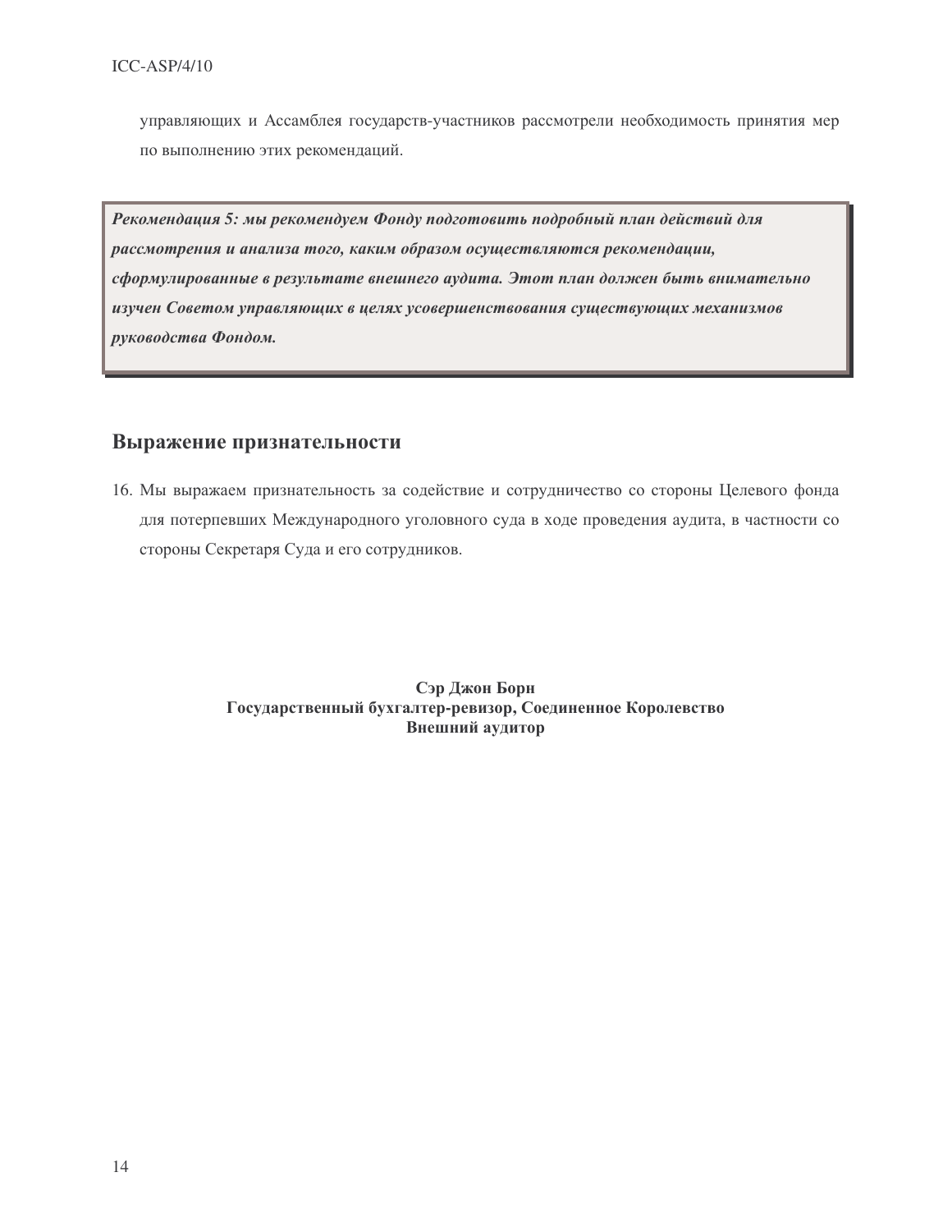управляющих и Ассамблея государств-участников рассмотрели необходимость принятия мер по выполнению этих рекомендаций.

***Рекомендация 5: мы рекомендуем Фонду подготовить подробный план действий для рассмотрения и анализа того, каким образом осуществляются рекомендации, сформулированные в результате внешнего аудита. Этот план должен быть внимательно изучен Советом управляющих в целях усовершенствования существующих механизмов руководства Фондом.***

## Выражение признательности

16. Мы выражаем признательность за содействие и сотрудничество со стороны Целевого фонда для потерпевших Международного уголовного суда в ходе проведения аудита, в частности со стороны Секретаря Суда и его сотрудников.

**Сэр Джон Борн**
**Государственный бухгалтер-ревизор, Соединенное Королевство**
**Внешний аудитор**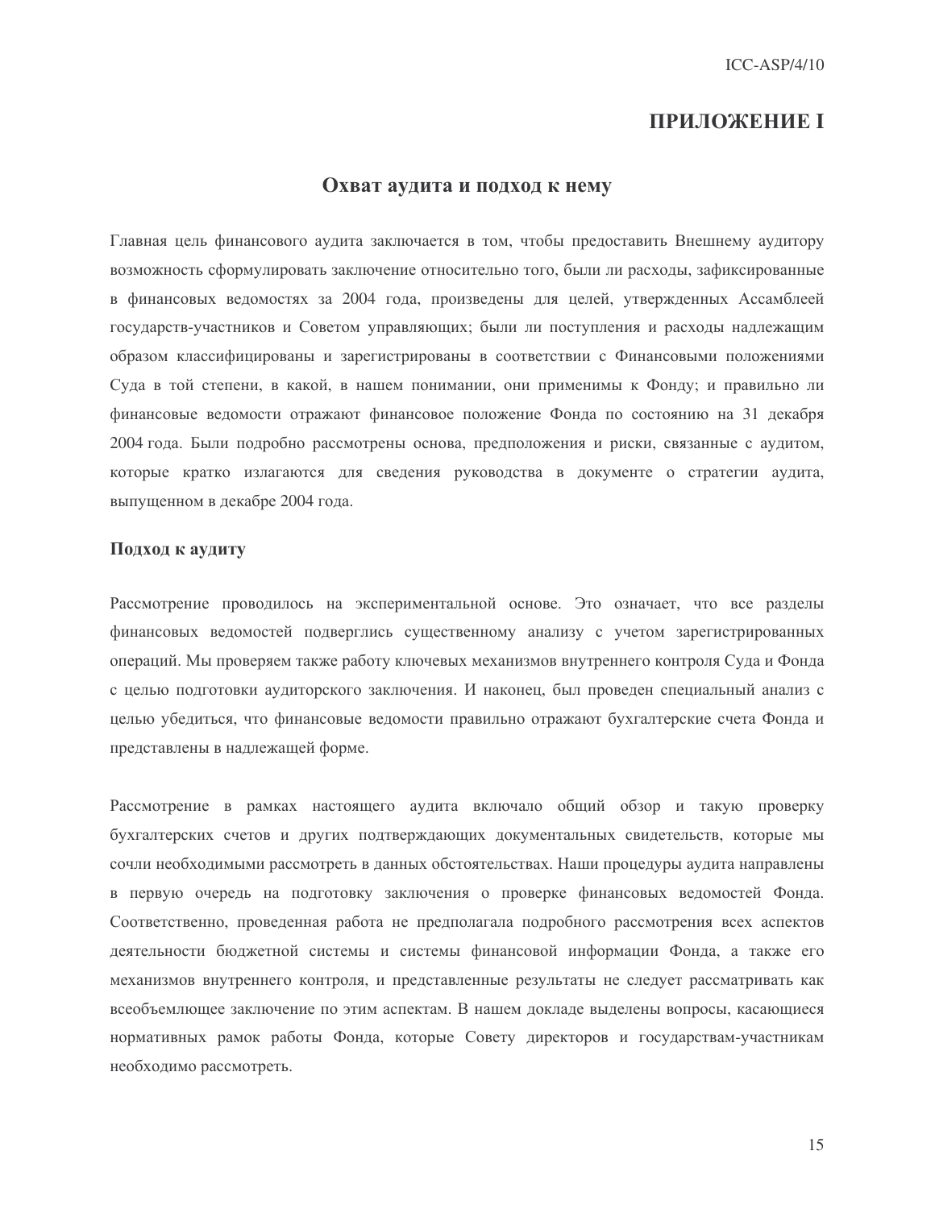# ПРИЛОЖЕНИЕ I

## Охват аудита и подход к нему

Главная цель финансового аудита заключается в том, чтобы предоставить Внешнему аудитору возможность сформулировать заключение относительно того, были ли расходы, зафиксированные в финансовых ведомостях за 2004 года, произведены для целей, утвержденных Ассамблеей государств-участников и Советом управляющих; были ли поступления и расходы надлежащим образом классифицированы и зарегистрированы в соответствии с Финансовыми положениями Суда в той степени, в какой, в нашем понимании, они применимы к Фонду; и правильно ли финансовые ведомости отражают финансовое положение Фонда по состоянию на 31 декабря 2004 года. Были подробно рассмотрены основа, предположения и риски, связанные с аудитом, которые кратко излагаются для сведения руководства в документе о стратегии аудита, выпущенном в декабре 2004 года.

### Подход к аудиту

Рассмотрение проводилось на экспериментальной основе. Это означает, что все разделы финансовых ведомостей подверглись существенному анализу с учетом зарегистрированных операций. Мы проверяем также работу ключевых механизмов внутреннего контроля Суда и Фонда с целью подготовки аудиторского заключения. И наконец, был проведен специальный анализ с целью убедиться, что финансовые ведомости правильно отражают бухгалтерские счета Фонда и представлены в надлежащей форме.

Рассмотрение в рамках настоящего аудита включало общий обзор и такую проверку бухгалтерских счетов и других подтверждающих документальных свидетельств, которые мы сочли необходимыми рассмотреть в данных обстоятельствах. Наши процедуры аудита направлены в первую очередь на подготовку заключения о проверке финансовых ведомостей Фонда. Соответственно, проведенная работа не предполагала подробного рассмотрения всех аспектов деятельности бюджетной системы и системы финансовой информации Фонда, а также его механизмов внутреннего контроля, и представленные результаты не следует рассматривать как всеобъемлющее заключение по этим аспектам. В нашем докладе выделены вопросы, касающиеся нормативных рамок работы Фонда, которые Совету директоров и государствам-участникам необходимо рассмотреть.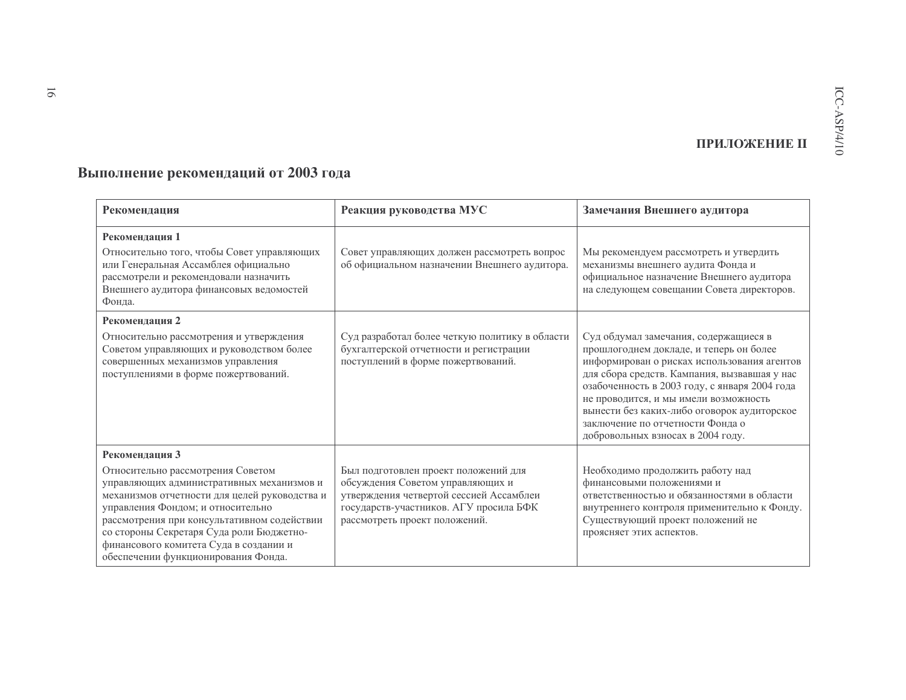## ПРИЛОЖЕНИЕ II

## Выполнение рекомендаций от 2003 года

| Рекомендация | Реакция руководства МУС | Замечания Внешнего аудитора |
|---|---|---|
| **Рекомендация 1** Относительно того, чтобы Совет управляющих или Генеральная Ассамблея официально рассмотрели и рекомендовали назначить Внешнего аудитора финансовых ведомостей Фонда. | Совет управляющих должен рассмотреть вопрос об официальном назначении Внешнего аудитора. | Мы рекомендуем рассмотреть и утвердить механизмы внешнего аудита Фонда и официальное назначение Внешнего аудитора на следующем совещании Совета директоров. |
| **Рекомендация 2** Относительно рассмотрения и утверждения Советом управляющих и руководством более совершенных механизмов управления поступлениями в форме пожертвований. | Суд разработал более четкую политику в области бухгалтерской отчетности и регистрации поступлений в форме пожертвований. | Суд обдумал замечания, содержащиеся в прошлогоднем докладе, и теперь он более информирован о рисках использования агентов для сбора средств. Кампания, вызвавшая у нас озабоченность в 2003 году, с января 2004 года не проводится, и мы имели возможность вынести без каких-либо оговорок аудиторское заключение по отчетности Фонда о добровольных взносах в 2004 году. |
| **Рекомендация 3** Относительно рассмотрения Советом управляющих административных механизмов и механизмов отчетности для целей руководства и управления Фондом; и относительно рассмотрения при консультативном содействии со стороны Секретаря Суда роли Бюджетно-финансового комитета Суда в создании и обеспечении функционирования Фонда. | Был подготовлен проект положений для обсуждения Советом управляющих и утверждения четвертой сессией Ассамблеи государств-участников. АГУ просила БФК рассмотреть проект положений. | Необходимо продолжить работу над финансовыми положениями и ответственностью и обязанностями в области внутреннего контроля применительно к Фонду. Существующий проект положений не проясняет этих аспектов. |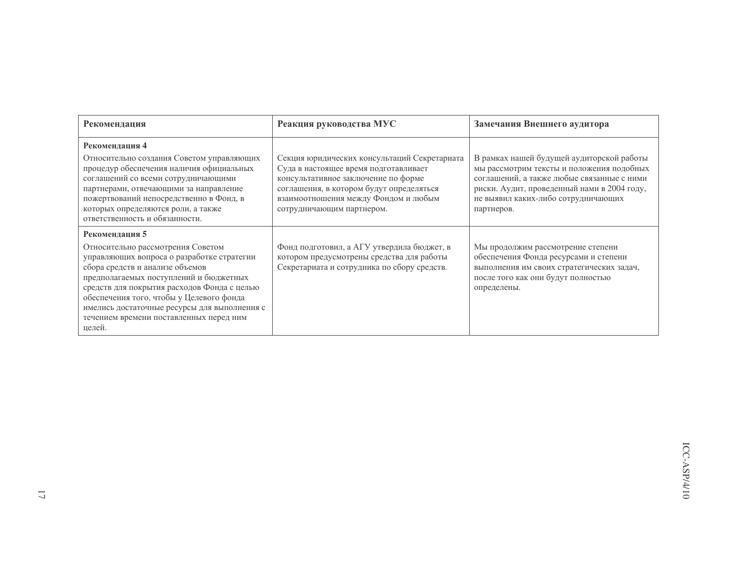| Рекомендация | Реакция руководства МУС | Замечания Внешнего аудитора |
| --- | --- | --- |
| **Рекомендация 4**<br>Относительно создания Советом управляющих процедур обеспечения наличия официальных соглашений со всеми сотрудничающими партнерами, отвечающими за направление пожертвований непосредственно в Фонд, в которых определяются роли, а также ответственность и обязанности. | Секция юридических консультаций Секретариата Суда в настоящее время подготавливает консультативное заключение по форме соглашения, в котором будут определяться взаимоотношения между Фондом и любым сотрудничающим партнером. | В рамках нашей будущей аудиторской работы мы рассмотрим тексты и положения подобных соглашений, а также любые связанные с ними риски. Аудит, проведенный нами в 2004 году, не выявил каких-либо сотрудничающих партнеров. |
| **Рекомендация 5**<br>Относительно рассмотрения Советом управляющих вопроса о разработке стратегии сбора средств и анализе объемов предполагаемых поступлений и бюджетных средств для покрытия расходов Фонда с целью обеспечения того, чтобы у Целевого фонда имелись достаточные ресурсы для выполнения с течением времени поставленных перед ним целей. | Фонд подготовил, а АГУ утвердила бюджет, в котором предусмотрены средства для работы Секретариата и сотрудника по сбору средств. | Мы продолжим рассмотрение степени обеспечения Фонда ресурсами и степени выполнения им своих стратегических задач, после того как они будут полностью определены. |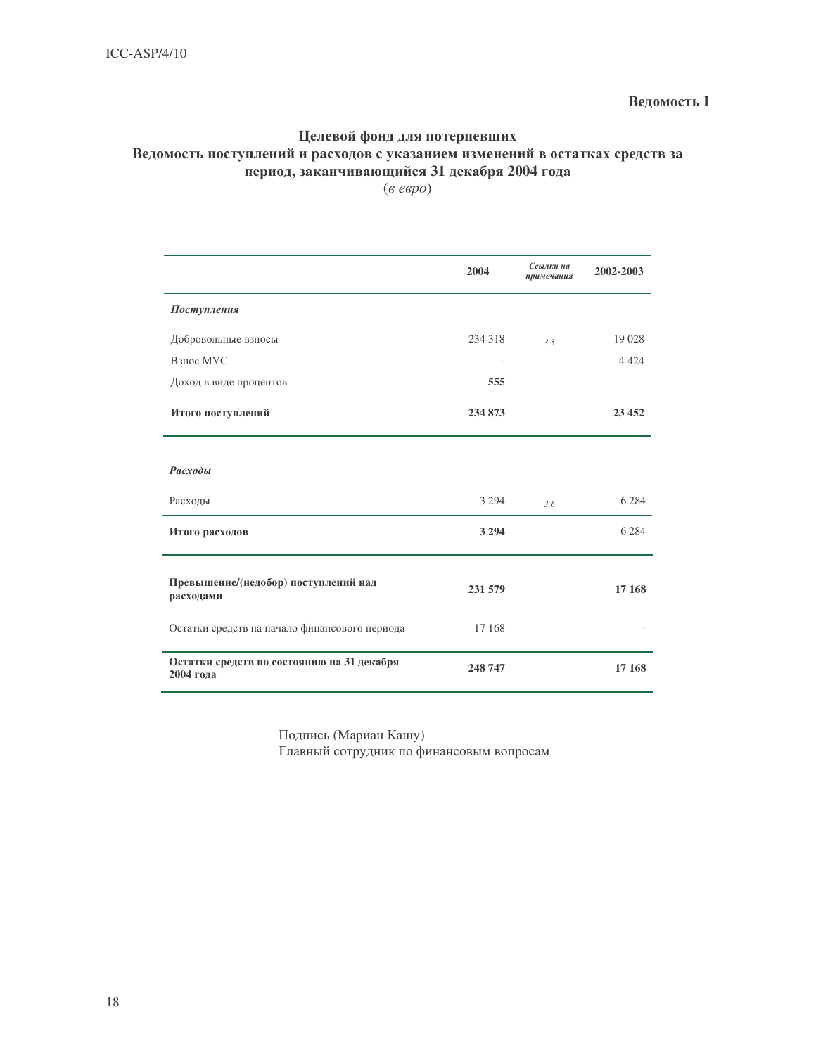**Ведомость I**

## Целевой фонд для потерпевших
## Ведомость поступлений и расходов с указанием изменений в остатках средств за период, заканчивающийся 31 декабря 2004 года

(*в евро*)

| | 2004 | *Ссылки на примечания* | 2002-2003 |
|---|---|---|---|
| ***Поступления*** | | | |
| Добровольные взносы | 234 318 | *3.5* | 19 028 |
| Взнос МУС | - | | 4 424 |
| Доход в виде процентов | **555** | | |
| **Итого поступлений** | **234 873** | | **23 452** |
| ***Расходы*** | | | |
| Расходы | 3 294 | *3.6* | 6 284 |
| **Итого расходов** | **3 294** | | 6 284 |
| **Превышение/(недобор) поступлений над расходами** | **231 579** | | **17 168** |
| Остатки средств на начало финансового периода | 17 168 | | - |
| **Остатки средств по состоянию на 31 декабря 2004 года** | **248 747** | | **17 168** |

Подпись (Мариан Кашу)
Главный сотрудник по финансовым вопросам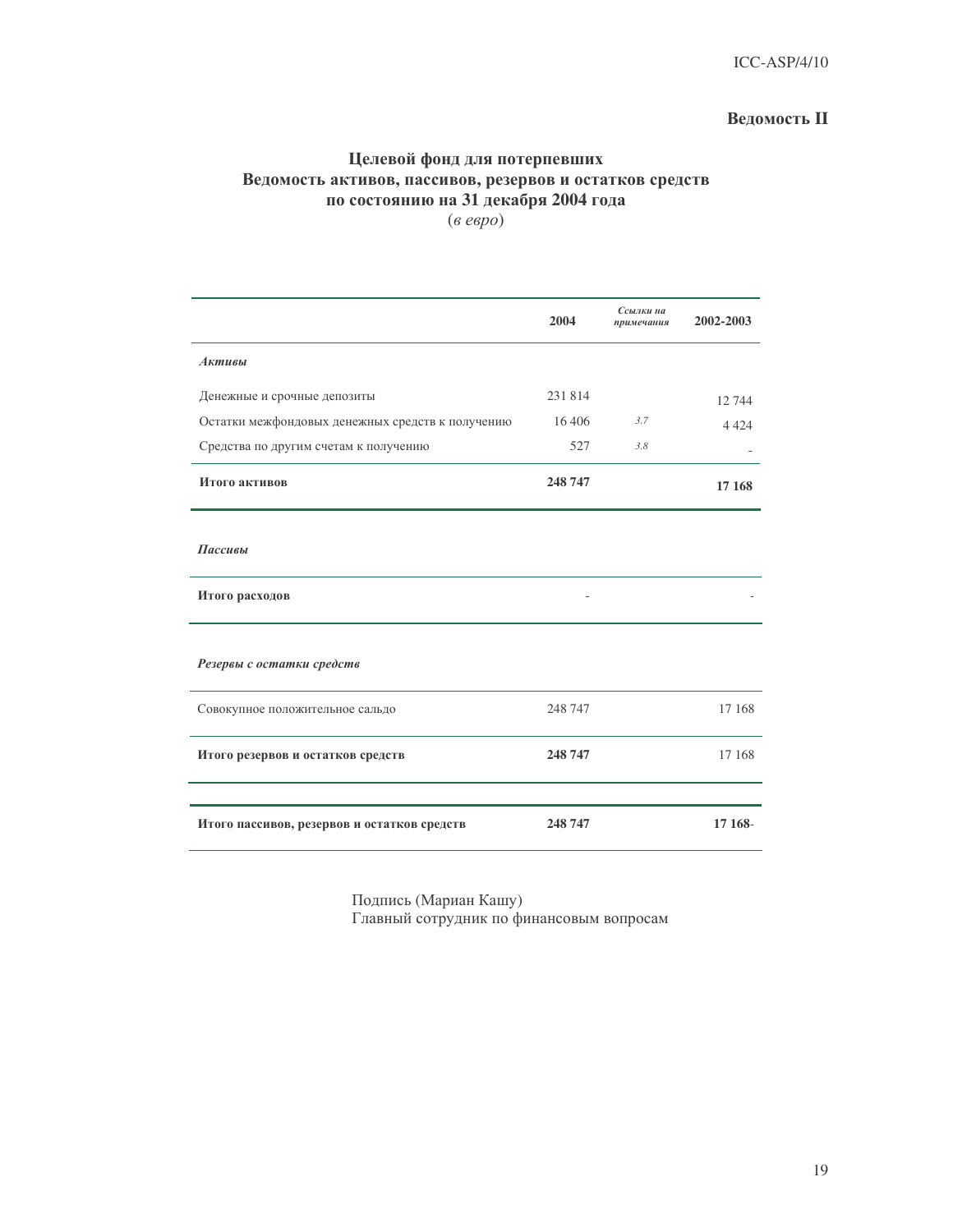**Ведомость II**

**Целевой фонд для потерпевших**
**Ведомость активов, пассивов, резервов и остатков средств**
**по состоянию на 31 декабря 2004 года**
(*в евро*)

| | 2004 | *Ссылки на примечания* | 2002-2003 |
|---|---|---|---|
| ***Активы*** | | | |
| Денежные и срочные депозиты | 231 814 | | 12 744 |
| Остатки межфондовых денежных средств к получению | 16 406 | *3.7* | 4 424 |
| Средства по другим счетам к получению | 527 | *3.8* | - |
| **Итого активов** | **248 747** | | **17 168** |
| ***Пассивы*** | | | |
| **Итого расходов** | - | | - |
| ***Резервы с остатки средств*** | | | |
| Совокупное положительное сальдо | 248 747 | | 17 168 |
| **Итого резервов и остатков средств** | **248 747** | | 17 168 |
| **Итого пассивов, резервов и остатков средств** | **248 747** | | **17 168**- |

Подпись (Мариан Кашу)
Главный сотрудник по финансовым вопросам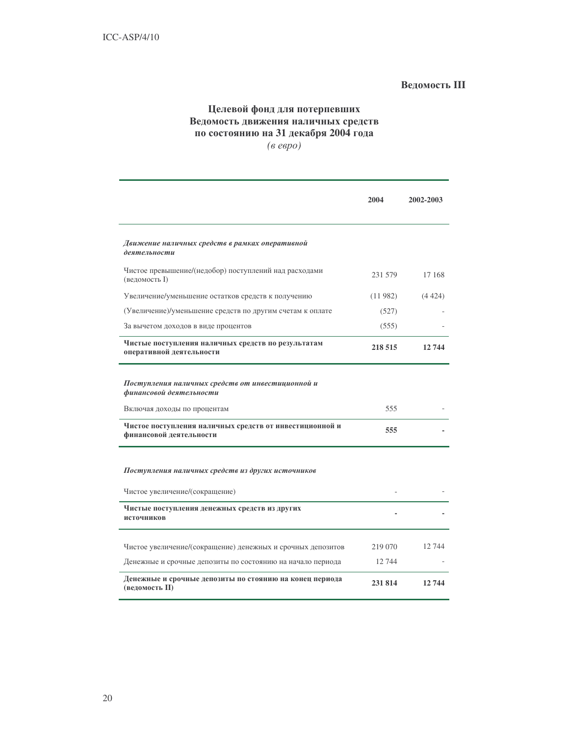**Ведомость III**

## Целевой фонд для потерпевших
## Ведомость движения наличных средств
## по состоянию на 31 декабря 2004 года

*(в евро)*

| | 2004 | 2002-2003 |
|---|---|---|
| ***Движение наличных средств в рамках оперативной деятельности*** | | |
| Чистое превышение/(недобор) поступлений над расходами (ведомость I) | 231 579 | 17 168 |
| Увеличение/уменьшение остатков средств к получению | (11 982) | (4 424) |
| (Увеличение)/уменьшение средств по другим счетам к оплате | (527) | - |
| За вычетом доходов в виде процентов | (555) | - |
| **Чистые поступления наличных средств по результатам оперативной деятельности** | **218 515** | **12 744** |
| ***Поступления наличных средств от инвестиционной и финансовой деятельности*** | | |
| Включая доходы по процентам | 555 | - |
| **Чистое поступления наличных средств от инвестиционной и финансовой деятельности** | **555** | **-** |
| ***Поступления наличных средств из других источников*** | | |
| Чистое увеличение/(сокращение) | - | - |
| **Чистые поступления денежных средств из других источников** | **-** | **-** |
| Чистое увеличение/(сокращение) денежных и срочных депозитов | 219 070 | 12 744 |
| Денежные и срочные депозиты по состоянию на начало периода | 12 744 | - |
| **Денежные и срочные депозиты по стоянию на конец периода (ведомость II)** | **231 814** | **12 744** |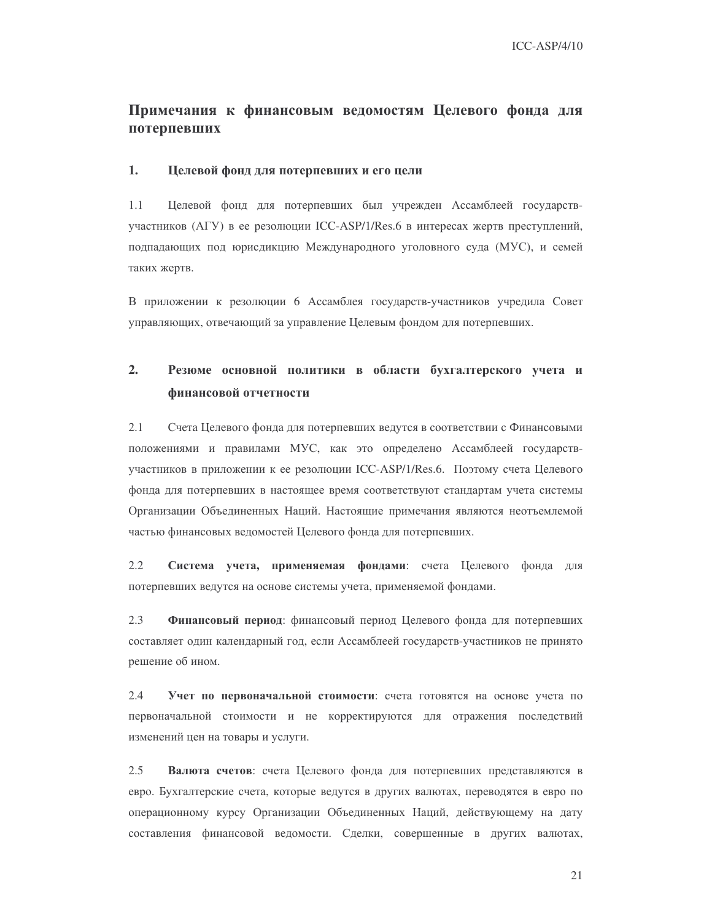# Примечания к финансовым ведомостям Целевого фонда для потерпевших

## 1. Целевой фонд для потерпевших и его цели

1.1 Целевой фонд для потерпевших был учрежден Ассамблеей государств-участников (АГУ) в ее резолюции ICC-ASP/1/Res.6 в интересах жертв преступлений, подпадающих под юрисдикцию Международного уголовного суда (МУС), и семей таких жертв.

В приложении к резолюции 6 Ассамблея государств-участников учредила Совет управляющих, отвечающий за управление Целевым фондом для потерпевших.

## 2. Резюме основной политики в области бухгалтерского учета и финансовой отчетности

2.1 Счета Целевого фонда для потерпевших ведутся в соответствии с Финансовыми положениями и правилами МУС, как это определено Ассамблеей государств-участников в приложении к ее резолюции ICC-ASP/1/Res.6. Поэтому счета Целевого фонда для потерпевших в настоящее время соответствуют стандартам учета системы Организации Объединенных Наций. Настоящие примечания являются неотъемлемой частью финансовых ведомостей Целевого фонда для потерпевших.

2.2 **Система учета, применяемая фондами**: счета Целевого фонда для потерпевших ведутся на основе системы учета, применяемой фондами.

2.3 **Финансовый период**: финансовый период Целевого фонда для потерпевших составляет один календарный год, если Ассамблеей государств-участников не принято решение об ином.

2.4 **Учет по первоначальной стоимости**: счета готовятся на основе учета по первоначальной стоимости и не корректируются для отражения последствий изменений цен на товары и услуги.

2.5 **Валюта счетов**: счета Целевого фонда для потерпевших представляются в евро. Бухгалтерские счета, которые ведутся в других валютах, переводятся в евро по операционному курсу Организации Объединенных Наций, действующему на дату составления финансовой ведомости. Сделки, совершенные в других валютах,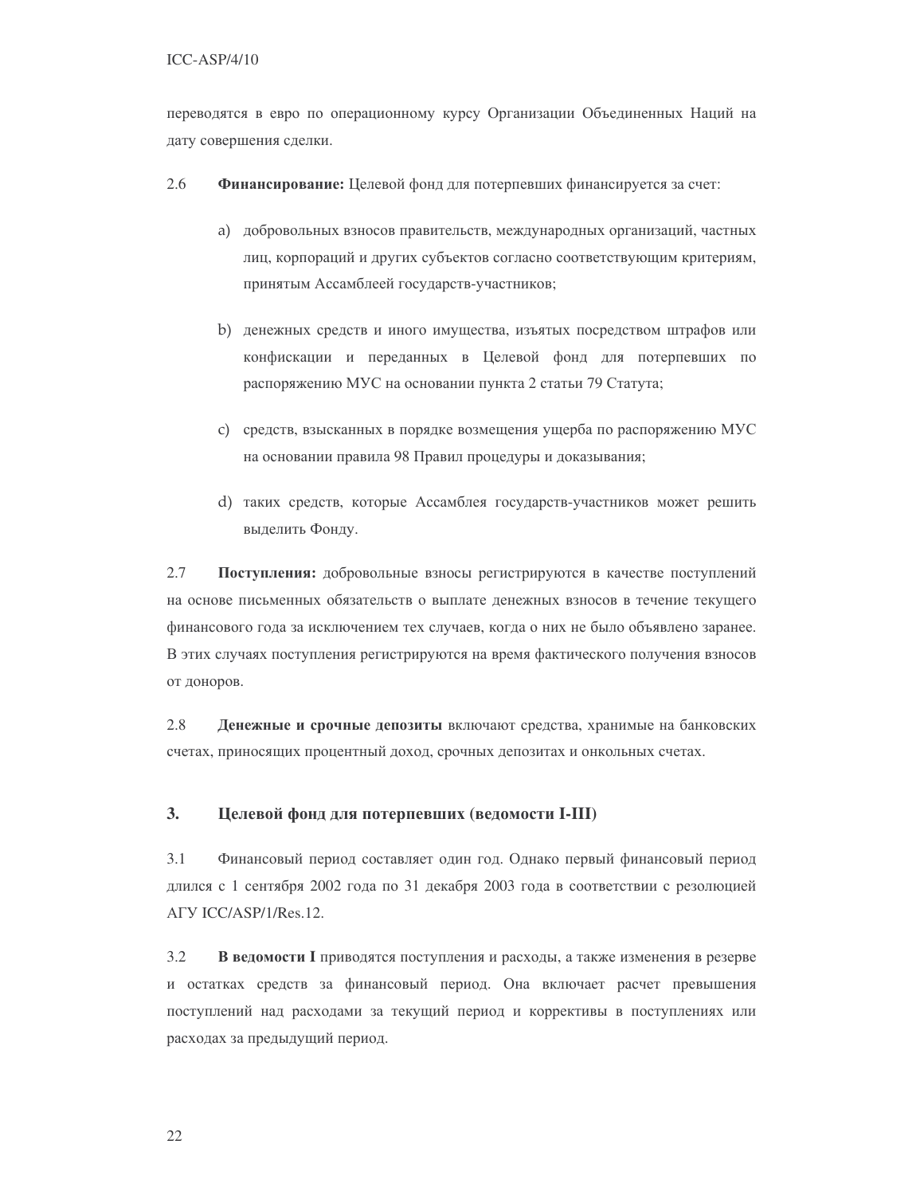переводятся в евро по операционному курсу Организации Объединенных Наций на дату совершения сделки.

2.6 **Финансирование:** Целевой фонд для потерпевших финансируется за счет:

a) добровольных взносов правительств, международных организаций, частных лиц, корпораций и других субъектов согласно соответствующим критериям, принятым Ассамблеей государств-участников;

b) денежных средств и иного имущества, изъятых посредством штрафов или конфискации и переданных в Целевой фонд для потерпевших по распоряжению МУС на основании пункта 2 статьи 79 Статута;

c) средств, взысканных в порядке возмещения ущерба по распоряжению МУС на основании правила 98 Правил процедуры и доказывания;

d) таких средств, которые Ассамблея государств-участников может решить выделить Фонду.

2.7 **Поступления:** добровольные взносы регистрируются в качестве поступлений на основе письменных обязательств о выплате денежных взносов в течение текущего финансового года за исключением тех случаев, когда о них не было объявлено заранее. В этих случаях поступления регистрируются на время фактического получения взносов от доноров.

2.8 **Денежные и срочные депозиты** включают средства, хранимые на банковских счетах, приносящих процентный доход, срочных депозитах и онкольных счетах.

## 3. Целевой фонд для потерпевших (ведомости I-III)

3.1 Финансовый период составляет один год. Однако первый финансовый период длился с 1 сентября 2002 года по 31 декабря 2003 года в соответствии с резолюцией АГУ ICC/ASP/1/Res.12.

3.2 **В ведомости I** приводятся поступления и расходы, а также изменения в резерве и остатках средств за финансовый период. Она включает расчет превышения поступлений над расходами за текущий период и коррективы в поступлениях или расходах за предыдущий период.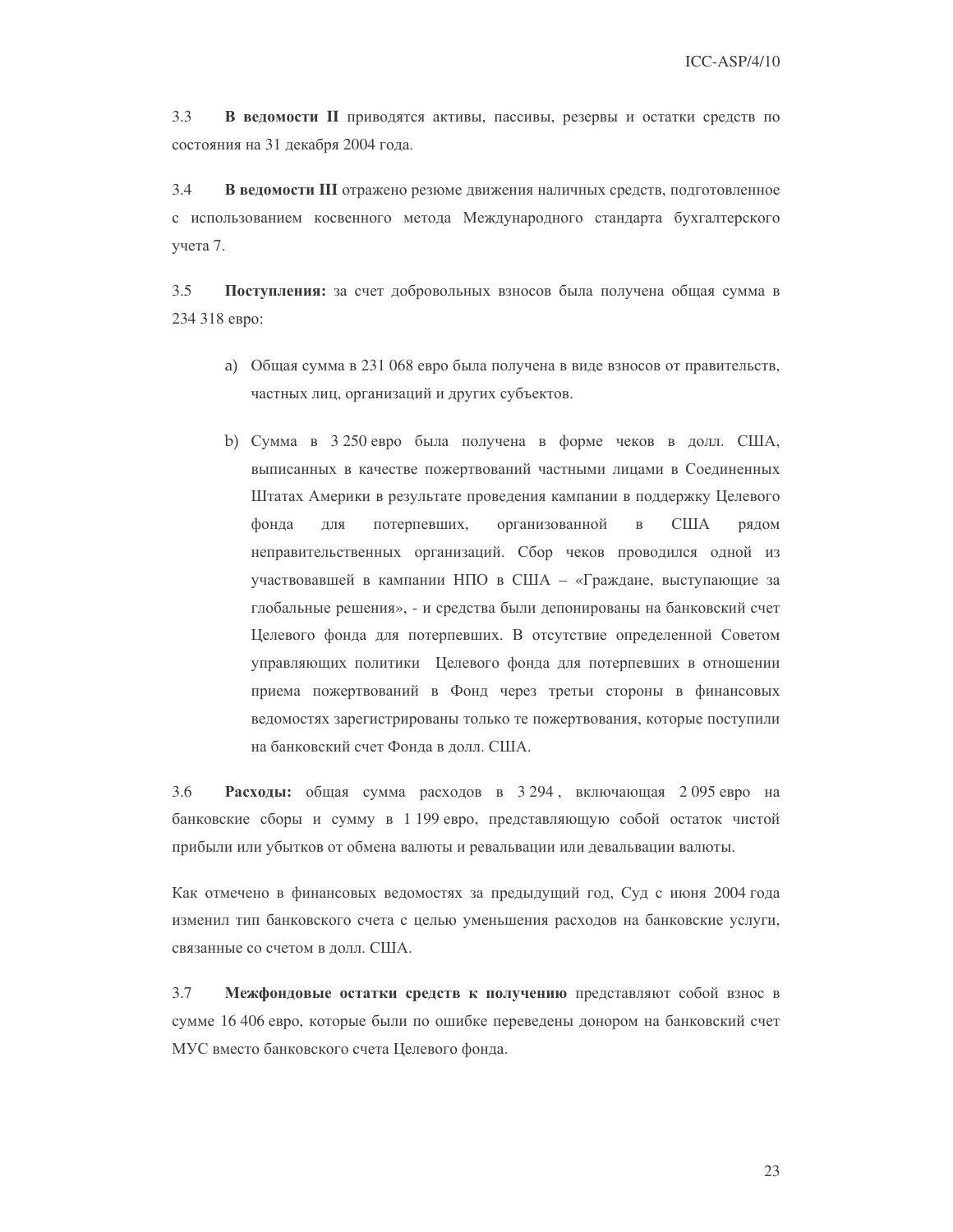3.3 **В ведомости II** приводятся активы, пассивы, резервы и остатки средств по состоянию на 31 декабря 2004 года.

3.4 **В ведомости III** отражено резюме движения наличных средств, подготовленное с использованием косвенного метода Международного стандарта бухгалтерского учета 7.

3.5 **Поступления:** за счет добровольных взносов была получена общая сумма в 234 318 евро:

a) Общая сумма в 231 068 евро была получена в виде взносов от правительств, частных лиц, организаций и других субъектов.

b) Сумма в 3 250 евро была получена в форме чеков в долл. США, выписанных в качестве пожертвований частными лицами в Соединенных Штатах Америки в результате проведения кампании в поддержку Целевого фонда для потерпевших, организованной в США рядом неправительственных организаций. Сбор чеков проводился одной из участвовавшей в кампании НПО в США – «Граждане, выступающие за глобальные решения», - и средства были депонированы на банковский счет Целевого фонда для потерпевших. В отсутствие определенной Советом управляющих политики Целевого фонда для потерпевших в отношении приема пожертвований в Фонд через третьи стороны в финансовых ведомостях зарегистрированы только те пожертвования, которые поступили на банковский счет Фонда в долл. США.

3.6 **Расходы:** общая сумма расходов в 3 294 , включающая 2 095 евро на банковские сборы и сумму в 1 199 евро, представляющую собой остаток чистой прибыли или убытков от обмена валюты и ревальвации или девальвации валюты.

Как отмечено в финансовых ведомостях за предыдущий год, Суд с июня 2004 года изменил тип банковского счета с целью уменьшения расходов на банковские услуги, связанные со счетом в долл. США.

3.7 **Межфондовые остатки средств к получению** представляют собой взнос в сумме 16 406 евро, которые были по ошибке переведены донором на банковский счет МУС вместо банковского счета Целевого фонда.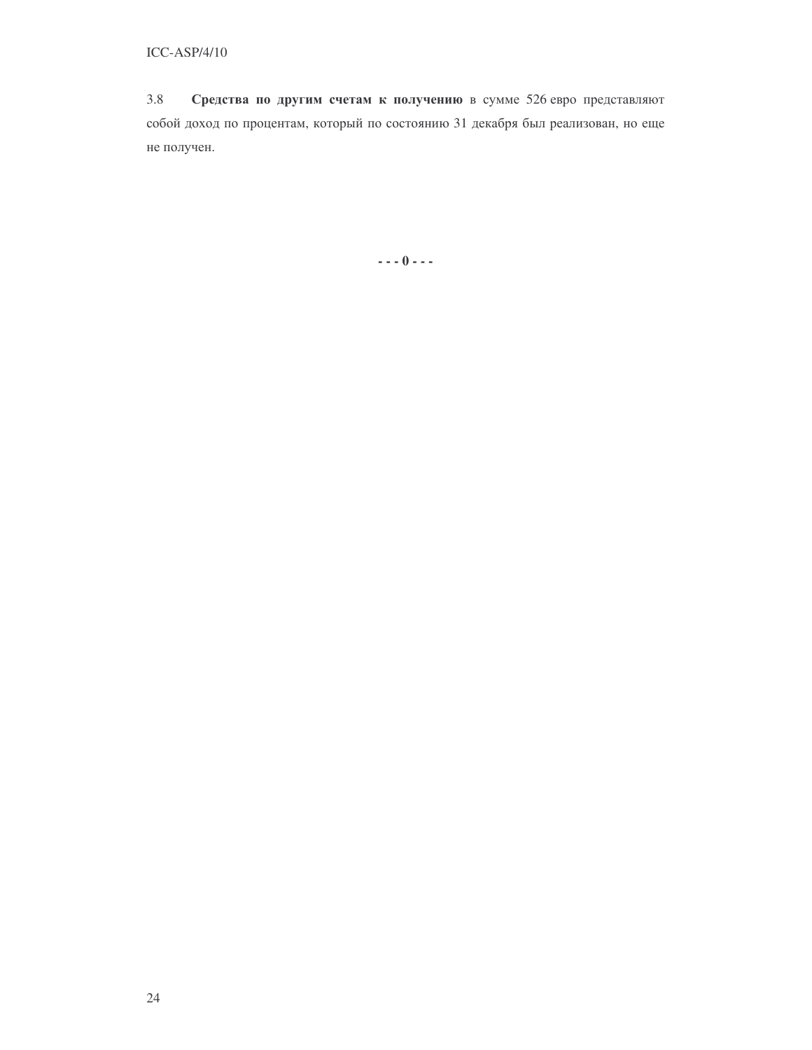3.8 **Средства по другим счетам к получению** в сумме 526 евро представляют собой доход по процентам, который по состоянию 31 декабря был реализован, но еще не получен.

\- - - 0 - - -